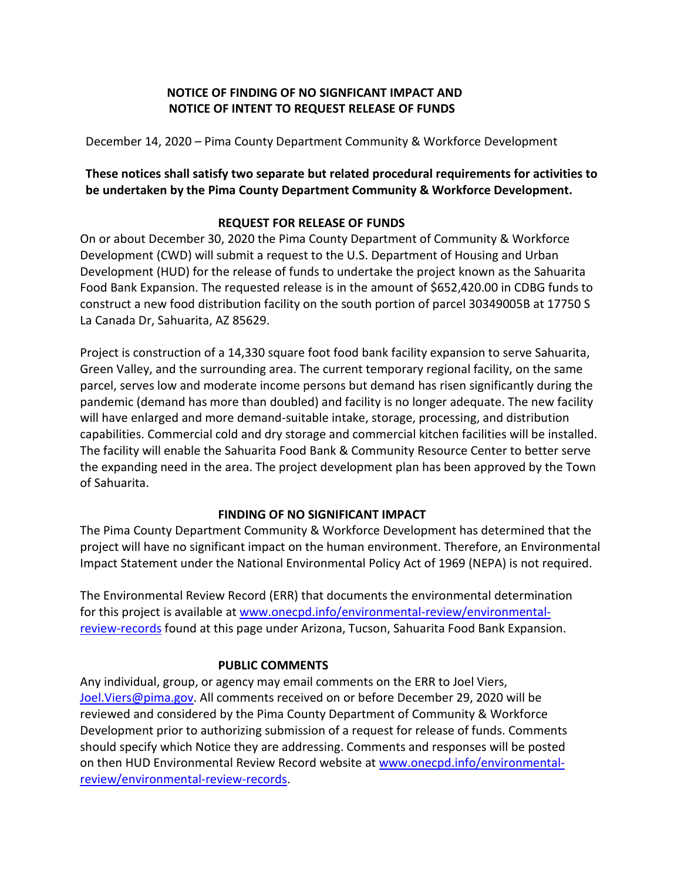**NOTICE OF FINDING OF NO SIGNFICANT IMPACT AND NOTICE OF INTENT TO REQUEST RELEASE OF FUNDS**

December 14, 2020 – Pima County Department Community & Workforce Development

**These notices shall satisfy two separate but related procedural requirements for activities to be undertaken by the Pima County Department Community & Workforce Development.**

**REQUEST FOR RELEASE OF FUNDS**

On or about December 30, 2020 the Pima County Department of Community & Workforce Development (CWD) will submit a request to the U.S. Department of Housing and Urban Development (HUD) for the release of funds to undertake the project known as the Sahuarita Food Bank Expansion. The requested release is in the amount of $652,420.00 in CDBG funds to construct a new food distribution facility on the south portion of parcel 30349005B at 17750 S La Canada Dr, Sahuarita, AZ 85629.

Project is construction of a 14,330 square foot food bank facility expansion to serve Sahuarita, Green Valley, and the surrounding area. The current temporary regional facility, on the same parcel, serves low and moderate income persons but demand has risen significantly during the pandemic (demand has more than doubled) and facility is no longer adequate. The new facility will have enlarged and more demand-suitable intake, storage, processing, and distribution capabilities. Commercial cold and dry storage and commercial kitchen facilities will be installed. The facility will enable the Sahuarita Food Bank & Community Resource Center to better serve the expanding need in the area. The project development plan has been approved by the Town of Sahuarita.

**FINDING OF NO SIGNIFICANT IMPACT**

The Pima County Department Community & Workforce Development has determined that the project will have no significant impact on the human environment. Therefore, an Environmental Impact Statement under the National Environmental Policy Act of 1969 (NEPA) is not required.

The Environmental Review Record (ERR) that documents the environmental determination for this project is available at [www.onecpd.info/environmental-review/environmental-review-records](www.onecpd.info/environmental-review/environmental-review-records) found at this page under Arizona, Tucson, Sahuarita Food Bank Expansion.

**PUBLIC COMMENTS**

Any individual, group, or agency may email comments on the ERR to Joel Viers, [Joel.Viers@pima.gov](mailto:Joel.Viers@pima.gov). All comments received on or before December 29, 2020 will be reviewed and considered by the Pima County Department of Community & Workforce Development prior to authorizing submission of a request for release of funds. Comments should specify which Notice they are addressing. Comments and responses will be posted on then HUD Environmental Review Record website at [www.onecpd.info/environmental-review/environmental-review-records](www.onecpd.info/environmental-review/environmental-review-records).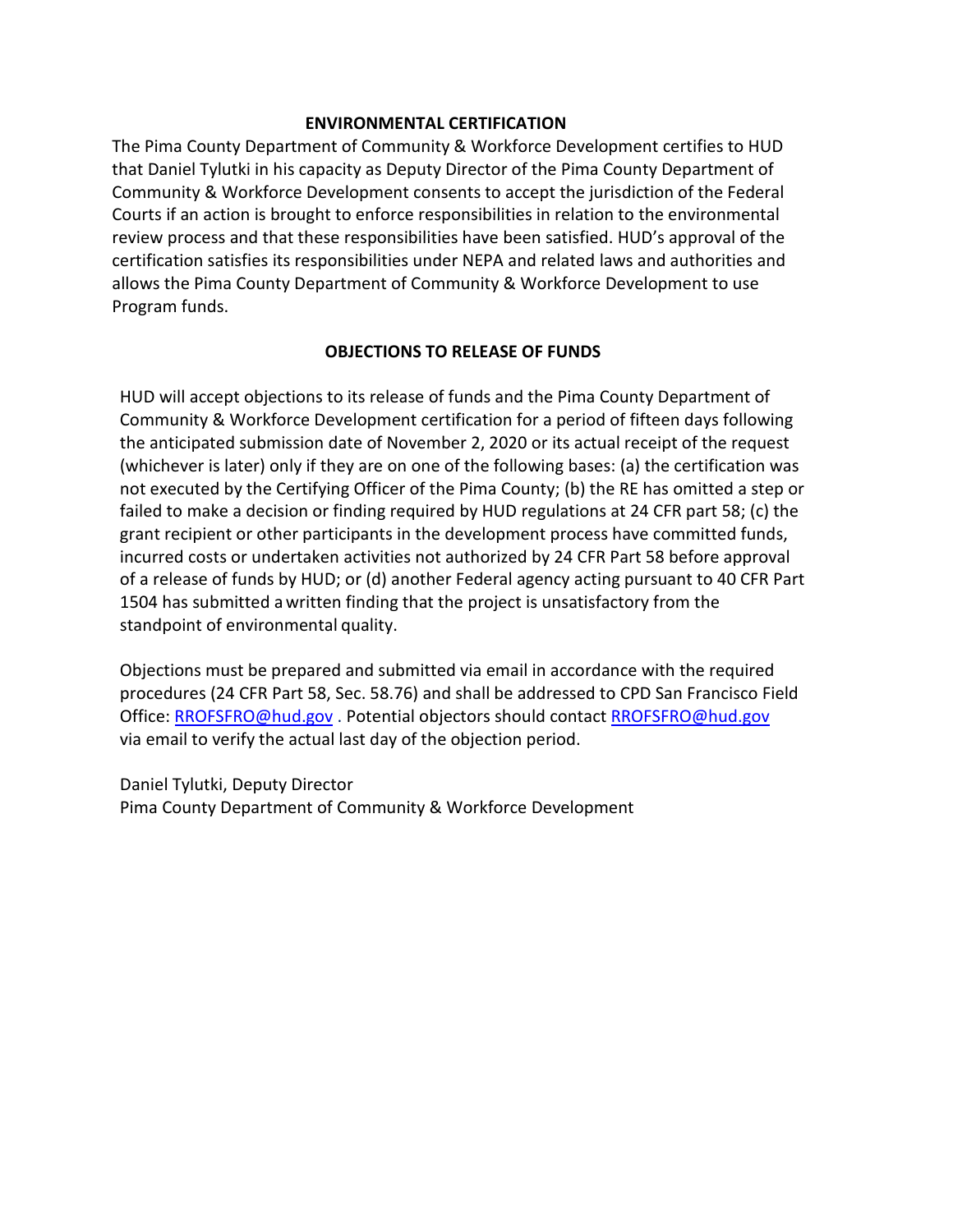## ENVIRONMENTAL CERTIFICATION

The Pima County Department of Community & Workforce Development certifies to HUD that Daniel Tylutki in his capacity as Deputy Director of the Pima County Department of Community & Workforce Development consents to accept the jurisdiction of the Federal Courts if an action is brought to enforce responsibilities in relation to the environmental review process and that these responsibilities have been satisfied. HUD's approval of the certification satisfies its responsibilities under NEPA and related laws and authorities and allows the Pima County Department of Community & Workforce Development to use Program funds.

## OBJECTIONS TO RELEASE OF FUNDS

HUD will accept objections to its release of funds and the Pima County Department of Community & Workforce Development certification for a period of fifteen days following the anticipated submission date of November 2, 2020 or its actual receipt of the request (whichever is later) only if they are on one of the following bases: (a) the certification was not executed by the Certifying Officer of the Pima County; (b) the RE has omitted a step or failed to make a decision or finding required by HUD regulations at 24 CFR part 58; (c) the grant recipient or other participants in the development process have committed funds, incurred costs or undertaken activities not authorized by 24 CFR Part 58 before approval of a release of funds by HUD; or (d) another Federal agency acting pursuant to 40 CFR Part 1504 has submitted a written finding that the project is unsatisfactory from the standpoint of environmental quality.

Objections must be prepared and submitted via email in accordance with the required procedures (24 CFR Part 58, Sec. 58.76) and shall be addressed to CPD San Francisco Field Office: RROFSFRO@hud.gov . Potential objectors should contact RROFSFRO@hud.gov via email to verify the actual last day of the objection period.

Daniel Tylutki, Deputy Director
Pima County Department of Community & Workforce Development